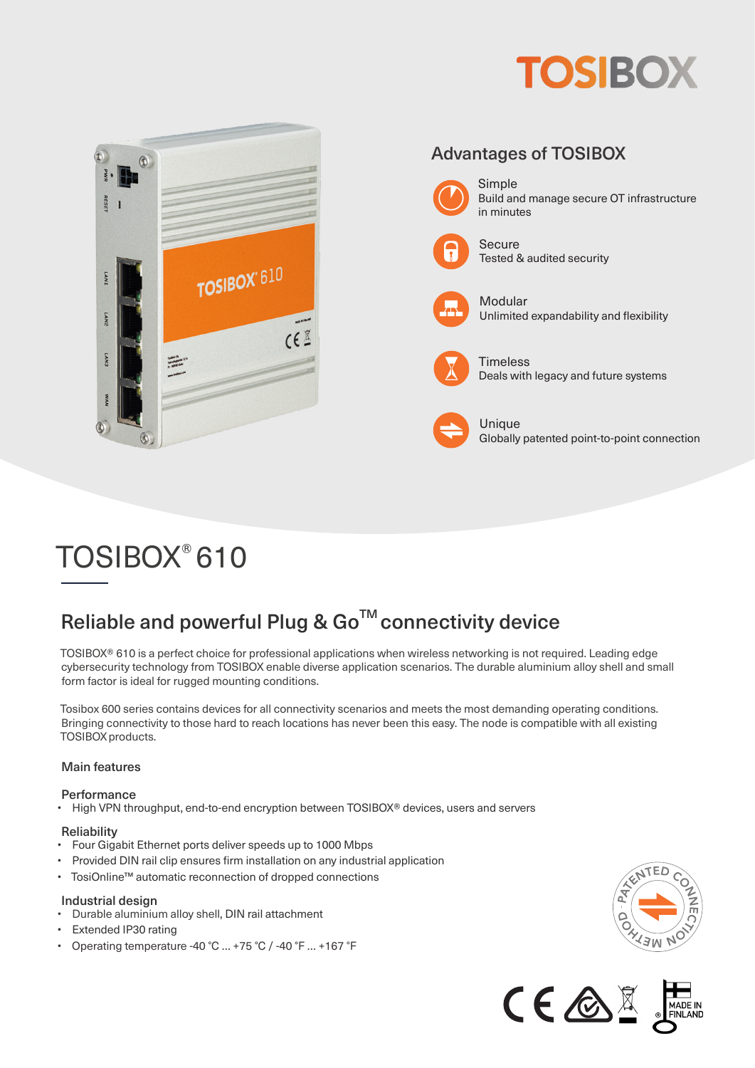TOSIBOX

## Advantages of TOSIBOX

Simple
Build and manage secure OT infrastructure in minutes

Secure
Tested & audited security

Modular
Unlimited expandability and flexibility

Timeless
Deals with legacy and future systems

Unique
Globally patented point-to-point connection

# TOSIBOX® 610

## Reliable and powerful Plug & Go™ connectivity device

TOSIBOX® 610 is a perfect choice for professional applications when wireless networking is not required. Leading edge cybersecurity technology from TOSIBOX enable diverse application scenarios. The durable aluminium alloy shell and small form factor is ideal for rugged mounting conditions.

Tosibox 600 series contains devices for all connectivity scenarios and meets the most demanding operating conditions. Bringing connectivity to those hard to reach locations has never been this easy. The node is compatible with all existing TOSIBOX products.

### Main features

#### Performance
- High VPN throughput, end-to-end encryption between TOSIBOX® devices, users and servers

#### Reliability
- Four Gigabit Ethernet ports deliver speeds up to 1000 Mbps
- Provided DIN rail clip ensures firm installation on any industrial application
- TosiOnline™ automatic reconnection of dropped connections

#### Industrial design
- Durable aluminium alloy shell, DIN rail attachment
- Extended IP30 rating
- Operating temperature -40 °C ... +75 °C / -40 °F ... +167 °F

PATENTED CONNECTION METHOD

MADE IN FINLAND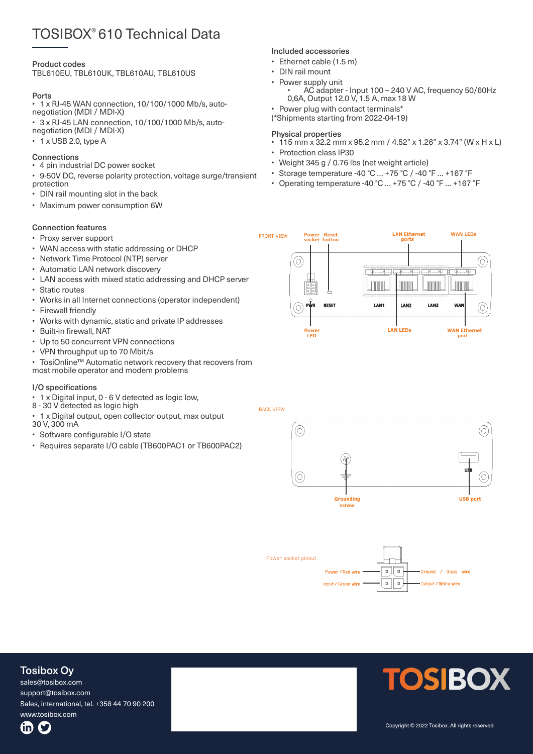# TOSIBOX® 610 Technical Data

### Product codes

TBL610EU, TBL610UK, TBL610AU, TBL610US

### Ports

- 1 x RJ-45 WAN connection, 10/100/1000 Mb/s, auto-negotiation (MDI / MDI-X)
- 3 x RJ-45 LAN connection, 10/100/1000 Mb/s, auto-negotiation (MDI / MDI-X)
- 1 x USB 2.0, type A

### Connections

- 4 pin industrial DC power socket
- 9-50V DC, reverse polarity protection, voltage surge/transient protection
- DIN rail mounting slot in the back
- Maximum power consumption 6W

### Connection features

- Proxy server support
- WAN access with static addressing or DHCP
- Network Time Protocol (NTP) server
- Automatic LAN network discovery
- LAN access with mixed static addressing and DHCP server
- Static routes
- Works in all Internet connections (operator independent)
- Firewall friendly
- Works with dynamic, static and private IP addresses
- Built-in firewall, NAT
- Up to 50 concurrent VPN connections
- VPN throughput up to 70 Mbit/s
- TosiOnline™ Automatic network recovery that recovers from most mobile operator and modem problems

### I/O specifications

- 1 x Digital input, 0 - 6 V detected as logic low, 8 - 30 V detected as logic high
- 1 x Digital output, open collector output, max output 30 V, 300 mA
- Software configurable I/O state
- Requires separate I/O cable (TB600PAC1 or TB600PAC2)

### Included accessories

- Ethernet cable (1.5 m)
- DIN rail mount
- Power supply unit
  - AC adapter - Input 100 – 240 V AC, frequency 50/60Hz 0,6A, Output 12.0 V, 1.5 A, max 18 W
- Power plug with contact terminals*

(*Shipments starting from 2022-04-19)

### Physical properties

- 115 mm x 32.2 mm x 95.2 mm / 4.52" x 1.26" x 3.74" (W x H x L)
- Protection class IP30
- Weight 345 g / 0.76 lbs (net weight article)
- Storage temperature -40 °C ... +75 °C / -40 °F ... +167 °F
- Operating temperature -40 °C ... +75 °C / -40 °F ... +167 °F

FRONT VIEW

Power socket
Reset button
LAN Ethernet ports
WAN LEDs
PWR
RESET
LAN1
LAN2
LAN3
WAN
Power LED
LAN LEDs
WAN Ethernet port

BACK VIEW

USB
Grounding screw
USB port

Power socket pinout

Power / Red wire
Input / Green wire
Ground / Black wire
Output / White wire

**Tosibox Oy**
sales@tosibox.com
support@tosibox.com
Sales, international, tel. +358 44 70 90 200
www.tosibox.com

TOSIBOX

Copyright © 2022 Tosibox. All rights reserved.